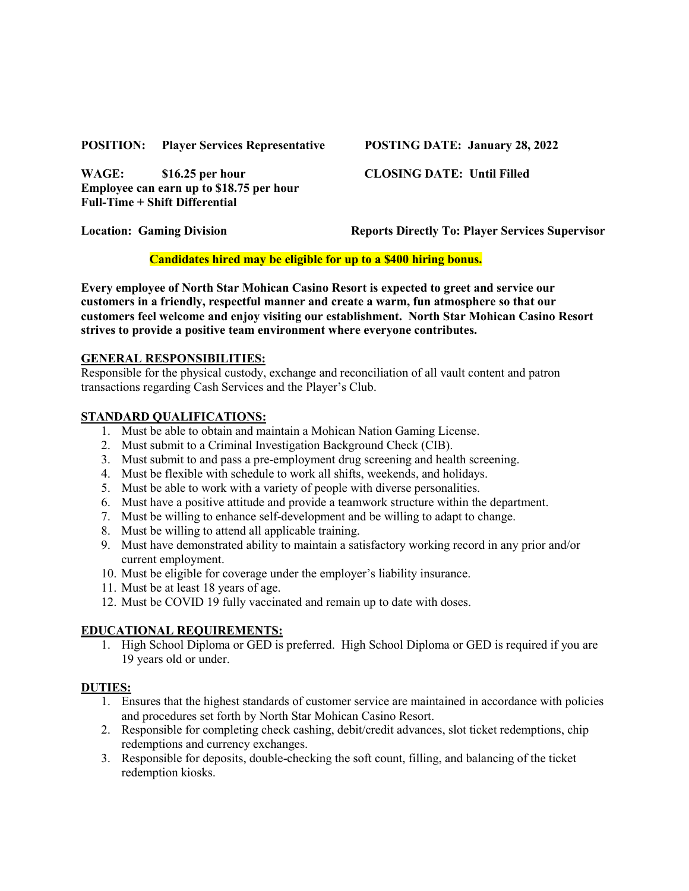**POSITION:** **Player Services Representative** **POSTING DATE: January 28, 2022**

**WAGE:** **$16.25 per hour** **CLOSING DATE: Until Filled**
**Employee can earn up to $18.75 per hour**
**Full-Time + Shift Differential**

**Location: Gaming Division** **Reports Directly To: Player Services Supervisor**

**Candidates hired may be eligible for up to a $400 hiring bonus.**

**Every employee of North Star Mohican Casino Resort is expected to greet and service our customers in a friendly, respectful manner and create a warm, fun atmosphere so that our customers feel welcome and enjoy visiting our establishment. North Star Mohican Casino Resort strives to provide a positive team environment where everyone contributes.**

## GENERAL RESPONSIBILITIES:

Responsible for the physical custody, exchange and reconciliation of all vault content and patron transactions regarding Cash Services and the Player's Club.

## STANDARD QUALIFICATIONS:

1. Must be able to obtain and maintain a Mohican Nation Gaming License.
2. Must submit to a Criminal Investigation Background Check (CIB).
3. Must submit to and pass a pre-employment drug screening and health screening.
4. Must be flexible with schedule to work all shifts, weekends, and holidays.
5. Must be able to work with a variety of people with diverse personalities.
6. Must have a positive attitude and provide a teamwork structure within the department.
7. Must be willing to enhance self-development and be willing to adapt to change.
8. Must be willing to attend all applicable training.
9. Must have demonstrated ability to maintain a satisfactory working record in any prior and/or current employment.
10. Must be eligible for coverage under the employer's liability insurance.
11. Must be at least 18 years of age.
12. Must be COVID 19 fully vaccinated and remain up to date with doses.

## EDUCATIONAL REQUIREMENTS:

1. High School Diploma or GED is preferred. High School Diploma or GED is required if you are 19 years old or under.

## DUTIES:

1. Ensures that the highest standards of customer service are maintained in accordance with policies and procedures set forth by North Star Mohican Casino Resort.
2. Responsible for completing check cashing, debit/credit advances, slot ticket redemptions, chip redemptions and currency exchanges.
3. Responsible for deposits, double-checking the soft count, filling, and balancing of the ticket redemption kiosks.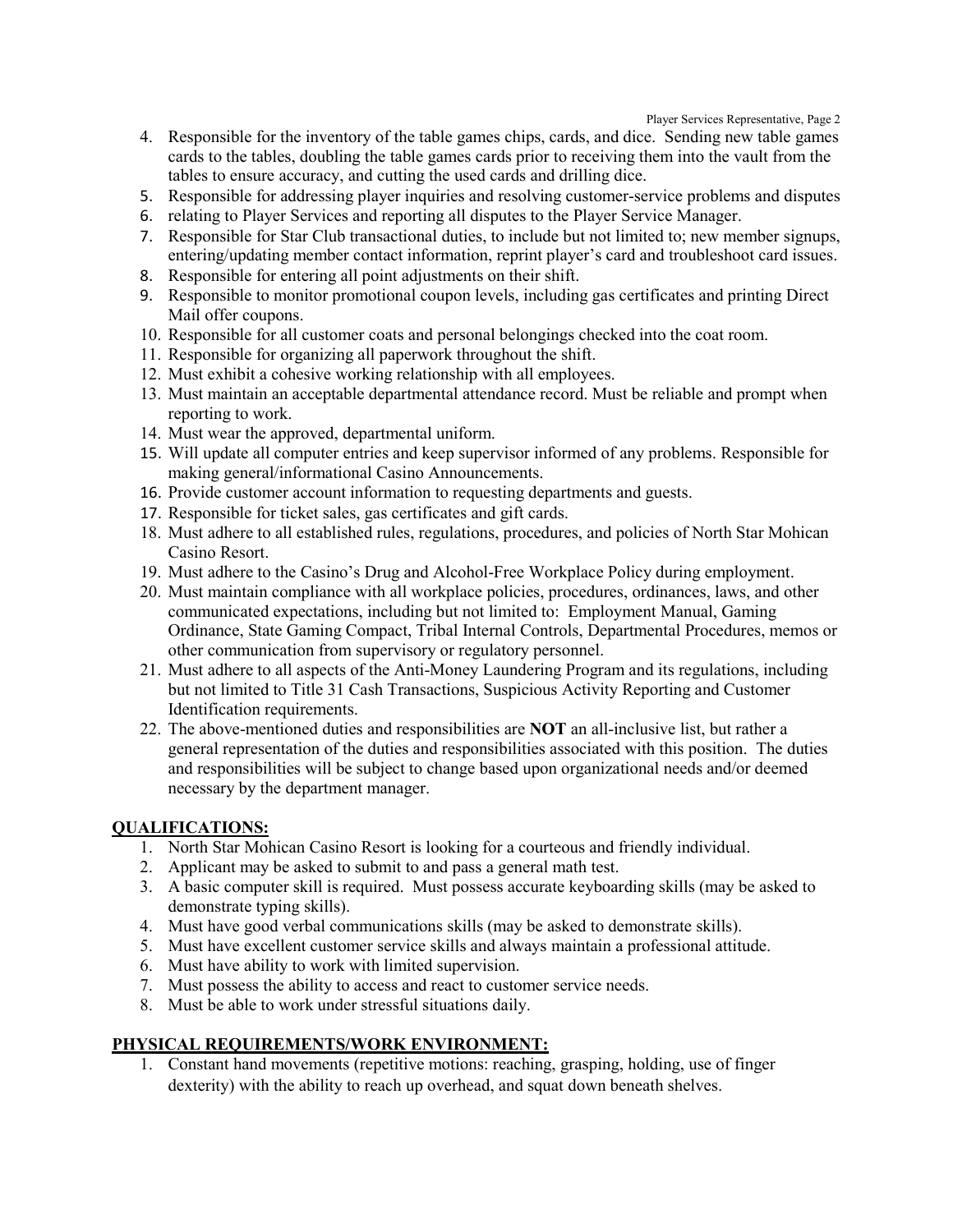4. Responsible for the inventory of the table games chips, cards, and dice. Sending new table games cards to the tables, doubling the table games cards prior to receiving them into the vault from the tables to ensure accuracy, and cutting the used cards and drilling dice.
5. Responsible for addressing player inquiries and resolving customer-service problems and disputes
6. relating to Player Services and reporting all disputes to the Player Service Manager.
7. Responsible for Star Club transactional duties, to include but not limited to; new member signups, entering/updating member contact information, reprint player's card and troubleshoot card issues.
8. Responsible for entering all point adjustments on their shift.
9. Responsible to monitor promotional coupon levels, including gas certificates and printing Direct Mail offer coupons.
10. Responsible for all customer coats and personal belongings checked into the coat room.
11. Responsible for organizing all paperwork throughout the shift.
12. Must exhibit a cohesive working relationship with all employees.
13. Must maintain an acceptable departmental attendance record. Must be reliable and prompt when reporting to work.
14. Must wear the approved, departmental uniform.
15. Will update all computer entries and keep supervisor informed of any problems. Responsible for making general/informational Casino Announcements.
16. Provide customer account information to requesting departments and guests.
17. Responsible for ticket sales, gas certificates and gift cards.
18. Must adhere to all established rules, regulations, procedures, and policies of North Star Mohican Casino Resort.
19. Must adhere to the Casino's Drug and Alcohol-Free Workplace Policy during employment.
20. Must maintain compliance with all workplace policies, procedures, ordinances, laws, and other communicated expectations, including but not limited to: Employment Manual, Gaming Ordinance, State Gaming Compact, Tribal Internal Controls, Departmental Procedures, memos or other communication from supervisory or regulatory personnel.
21. Must adhere to all aspects of the Anti-Money Laundering Program and its regulations, including but not limited to Title 31 Cash Transactions, Suspicious Activity Reporting and Customer Identification requirements.
22. The above-mentioned duties and responsibilities are **NOT** an all-inclusive list, but rather a general representation of the duties and responsibilities associated with this position. The duties and responsibilities will be subject to change based upon organizational needs and/or deemed necessary by the department manager.

## QUALIFICATIONS:

1. North Star Mohican Casino Resort is looking for a courteous and friendly individual.
2. Applicant may be asked to submit to and pass a general math test.
3. A basic computer skill is required. Must possess accurate keyboarding skills (may be asked to demonstrate typing skills).
4. Must have good verbal communications skills (may be asked to demonstrate skills).
5. Must have excellent customer service skills and always maintain a professional attitude.
6. Must have ability to work with limited supervision.
7. Must possess the ability to access and react to customer service needs.
8. Must be able to work under stressful situations daily.

## PHYSICAL REQUIREMENTS/WORK ENVIRONMENT:

1. Constant hand movements (repetitive motions: reaching, grasping, holding, use of finger dexterity) with the ability to reach up overhead, and squat down beneath shelves.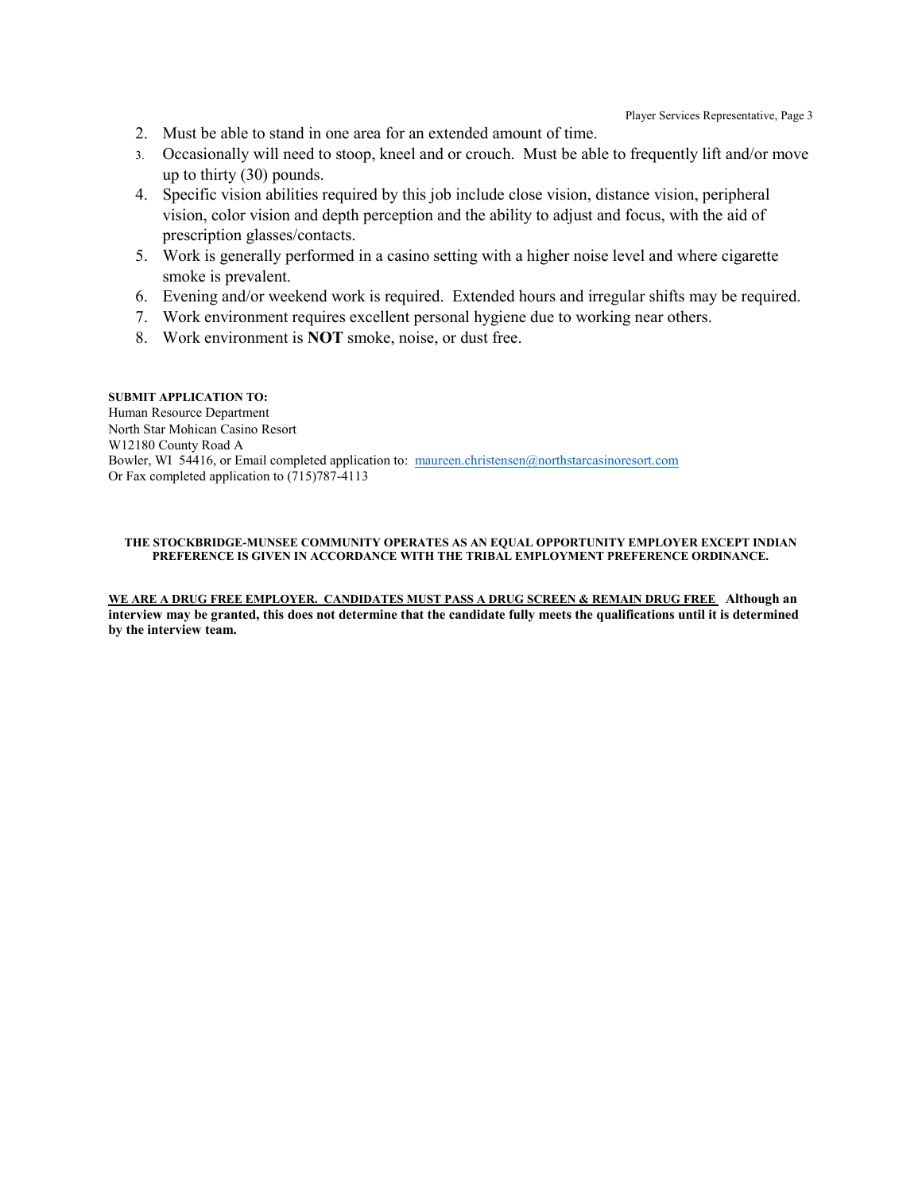2. Must be able to stand in one area for an extended amount of time.
3. Occasionally will need to stoop, kneel and or crouch. Must be able to frequently lift and/or move up to thirty (30) pounds.
4. Specific vision abilities required by this job include close vision, distance vision, peripheral vision, color vision and depth perception and the ability to adjust and focus, with the aid of prescription glasses/contacts.
5. Work is generally performed in a casino setting with a higher noise level and where cigarette smoke is prevalent.
6. Evening and/or weekend work is required. Extended hours and irregular shifts may be required.
7. Work environment requires excellent personal hygiene due to working near others.
8. Work environment is **NOT** smoke, noise, or dust free.

**SUBMIT APPLICATION TO:**
Human Resource Department
North Star Mohican Casino Resort
W12180 County Road A
Bowler, WI 54416, or Email completed application to: maureen.christensen@northstarcasinoresort.com
Or Fax completed application to (715)787-4113

**THE STOCKBRIDGE-MUNSEE COMMUNITY OPERATES AS AN EQUAL OPPORTUNITY EMPLOYER EXCEPT INDIAN PREFERENCE IS GIVEN IN ACCORDANCE WITH THE TRIBAL EMPLOYMENT PREFERENCE ORDINANCE.**

**WE ARE A DRUG FREE EMPLOYER. CANDIDATES MUST PASS A DRUG SCREEN & REMAIN DRUG FREE Although an interview may be granted, this does not determine that the candidate fully meets the qualifications until it is determined by the interview team.**